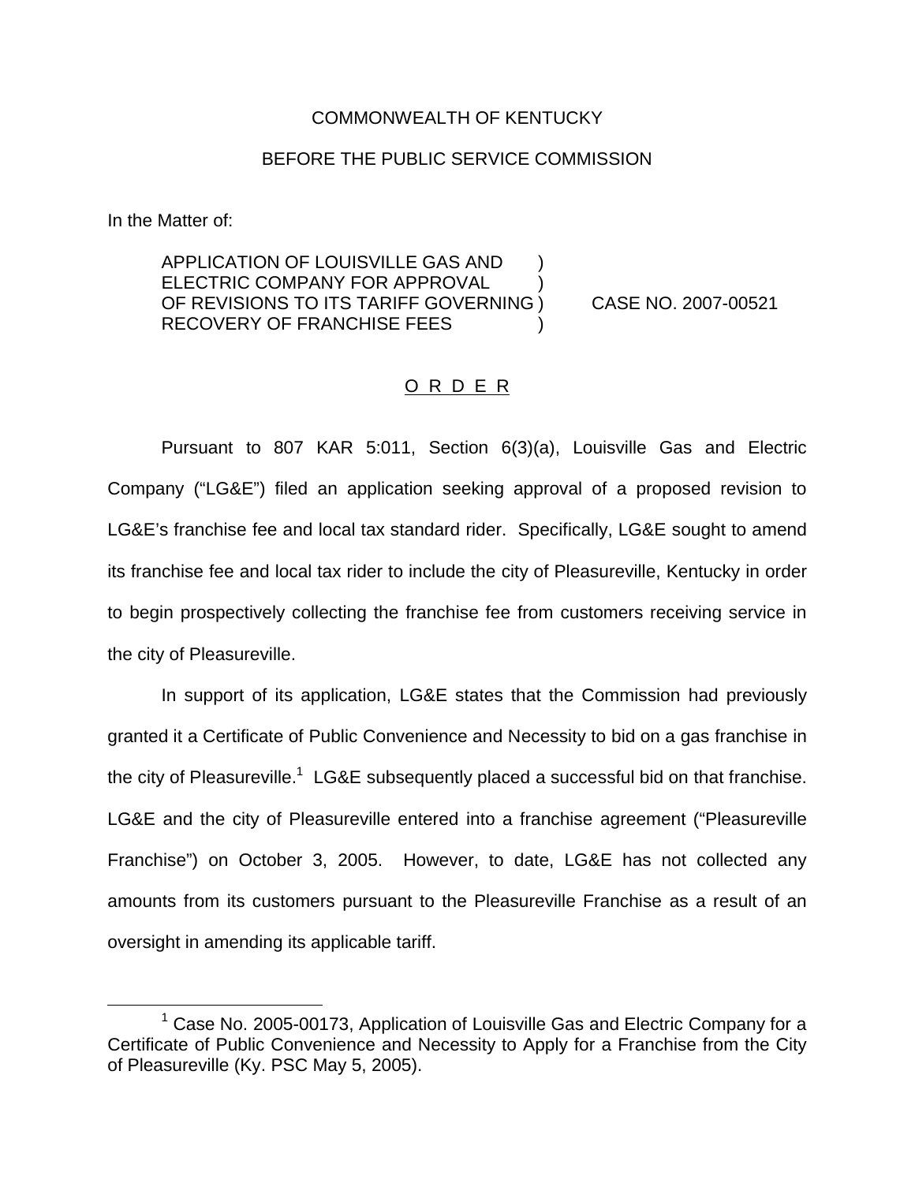COMMONWEALTH OF KENTUCKY

BEFORE THE PUBLIC SERVICE COMMISSION

In the Matter of:

| | | |
|---|---|---|
| APPLICATION OF LOUISVILLE GAS AND ELECTRIC COMPANY FOR APPROVAL OF REVISIONS TO ITS TARIFF GOVERNING RECOVERY OF FRANCHISE FEES | ) ) ) ) | CASE NO. 2007-00521 |

## O R D E R

Pursuant to 807 KAR 5:011, Section 6(3)(a), Louisville Gas and Electric Company ("LG&E") filed an application seeking approval of a proposed revision to LG&E's franchise fee and local tax standard rider. Specifically, LG&E sought to amend its franchise fee and local tax rider to include the city of Pleasureville, Kentucky in order to begin prospectively collecting the franchise fee from customers receiving service in the city of Pleasureville.

In support of its application, LG&E states that the Commission had previously granted it a Certificate of Public Convenience and Necessity to bid on a gas franchise in the city of Pleasureville.[1] LG&E subsequently placed a successful bid on that franchise. LG&E and the city of Pleasureville entered into a franchise agreement ("Pleasureville Franchise") on October 3, 2005. However, to date, LG&E has not collected any amounts from its customers pursuant to the Pleasureville Franchise as a result of an oversight in amending its applicable tariff.

[1] Case No. 2005-00173, Application of Louisville Gas and Electric Company for a Certificate of Public Convenience and Necessity to Apply for a Franchise from the City of Pleasureville (Ky. PSC May 5, 2005).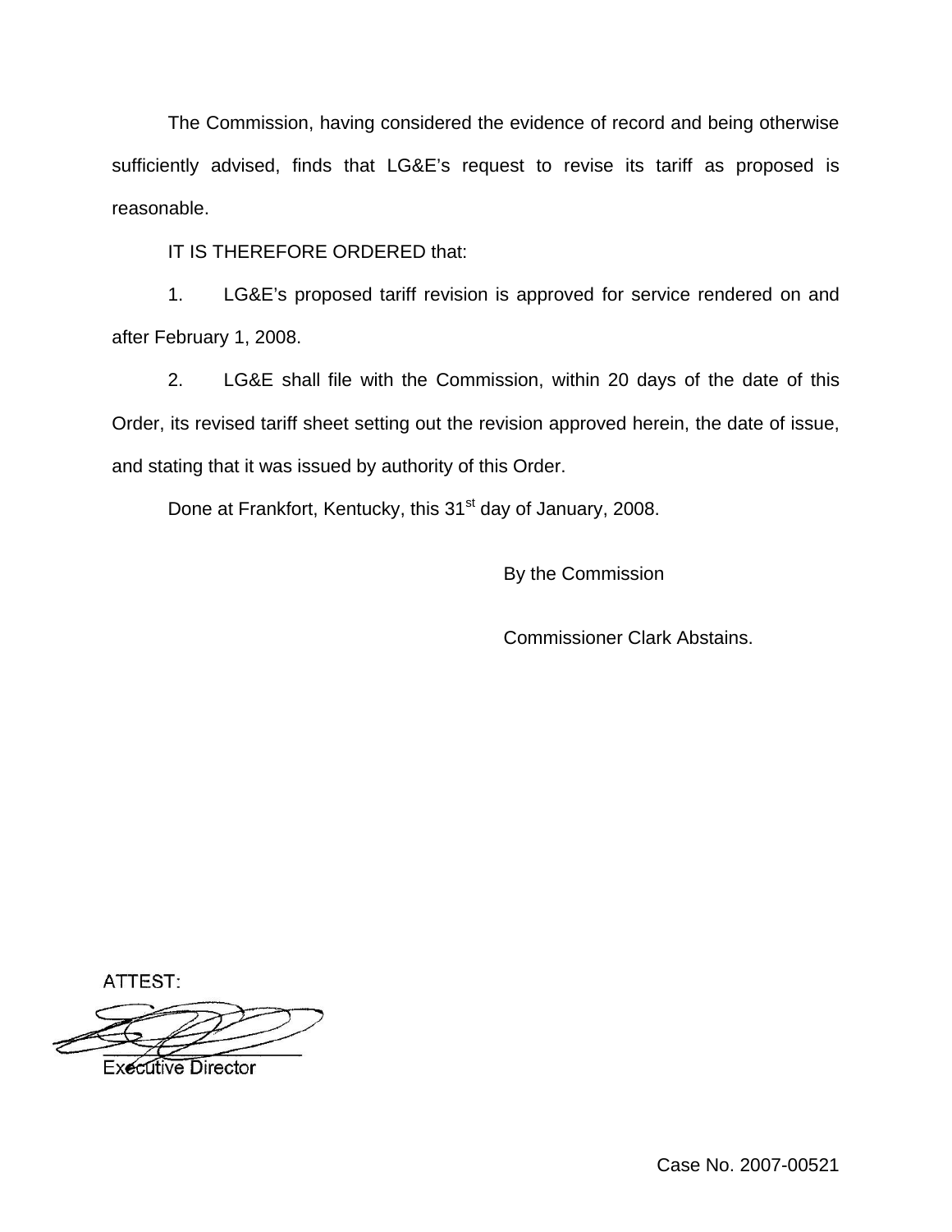The Commission, having considered the evidence of record and being otherwise sufficiently advised, finds that LG&E's request to revise its tariff as proposed is reasonable.

IT IS THEREFORE ORDERED that:

1. LG&E's proposed tariff revision is approved for service rendered on and after February 1, 2008.

2. LG&E shall file with the Commission, within 20 days of the date of this Order, its revised tariff sheet setting out the revision approved herein, the date of issue, and stating that it was issued by authority of this Order.

Done at Frankfort, Kentucky, this 31st day of January, 2008.

By the Commission

Commissioner Clark Abstains.

ATTEST:

Executive Director

Case No. 2007-00521